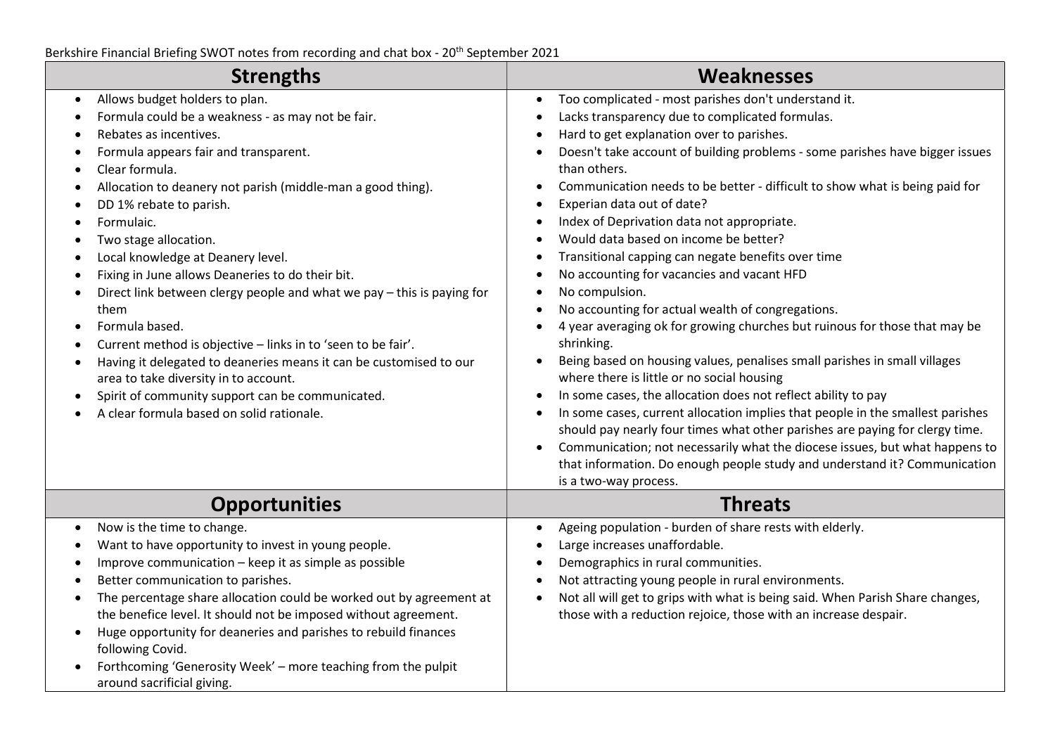Berkshire Financial Briefing SWOT notes from recording and chat box - 20th September 2021

## Strengths

- Allows budget holders to plan.
- Formula could be a weakness - as may not be fair.
- Rebates as incentives.
- Formula appears fair and transparent.
- Clear formula.
- Allocation to deanery not parish (middle-man a good thing).
- DD 1% rebate to parish.
- Formulaic.
- Two stage allocation.
- Local knowledge at Deanery level.
- Fixing in June allows Deaneries to do their bit.
- Direct link between clergy people and what we pay – this is paying for them
- Formula based.
- Current method is objective – links in to 'seen to be fair'.
- Having it delegated to deaneries means it can be customised to our area to take diversity in to account.
- Spirit of community support can be communicated.
- A clear formula based on solid rationale.

## Weaknesses

- Too complicated - most parishes don't understand it.
- Lacks transparency due to complicated formulas.
- Hard to get explanation over to parishes.
- Doesn't take account of building problems - some parishes have bigger issues than others.
- Communication needs to be better - difficult to show what is being paid for
- Experian data out of date?
- Index of Deprivation data not appropriate.
- Would data based on income be better?
- Transitional capping can negate benefits over time
- No accounting for vacancies and vacant HFD
- No compulsion.
- No accounting for actual wealth of congregations.
- 4 year averaging ok for growing churches but ruinous for those that may be shrinking.
- Being based on housing values, penalises small parishes in small villages where there is little or no social housing
- In some cases, the allocation does not reflect ability to pay
- In some cases, current allocation implies that people in the smallest parishes should pay nearly four times what other parishes are paying for clergy time.
- Communication; not necessarily what the diocese issues, but what happens to that information. Do enough people study and understand it? Communication is a two-way process.

## Opportunities

- Now is the time to change.
- Want to have opportunity to invest in young people.
- Improve communication – keep it as simple as possible
- Better communication to parishes.
- The percentage share allocation could be worked out by agreement at the benefice level. It should not be imposed without agreement.
- Huge opportunity for deaneries and parishes to rebuild finances following Covid.
- Forthcoming 'Generosity Week' – more teaching from the pulpit around sacrificial giving.

## Threats

- Ageing population - burden of share rests with elderly.
- Large increases unaffordable.
- Demographics in rural communities.
- Not attracting young people in rural environments.
- Not all will get to grips with what is being said. When Parish Share changes, those with a reduction rejoice, those with an increase despair.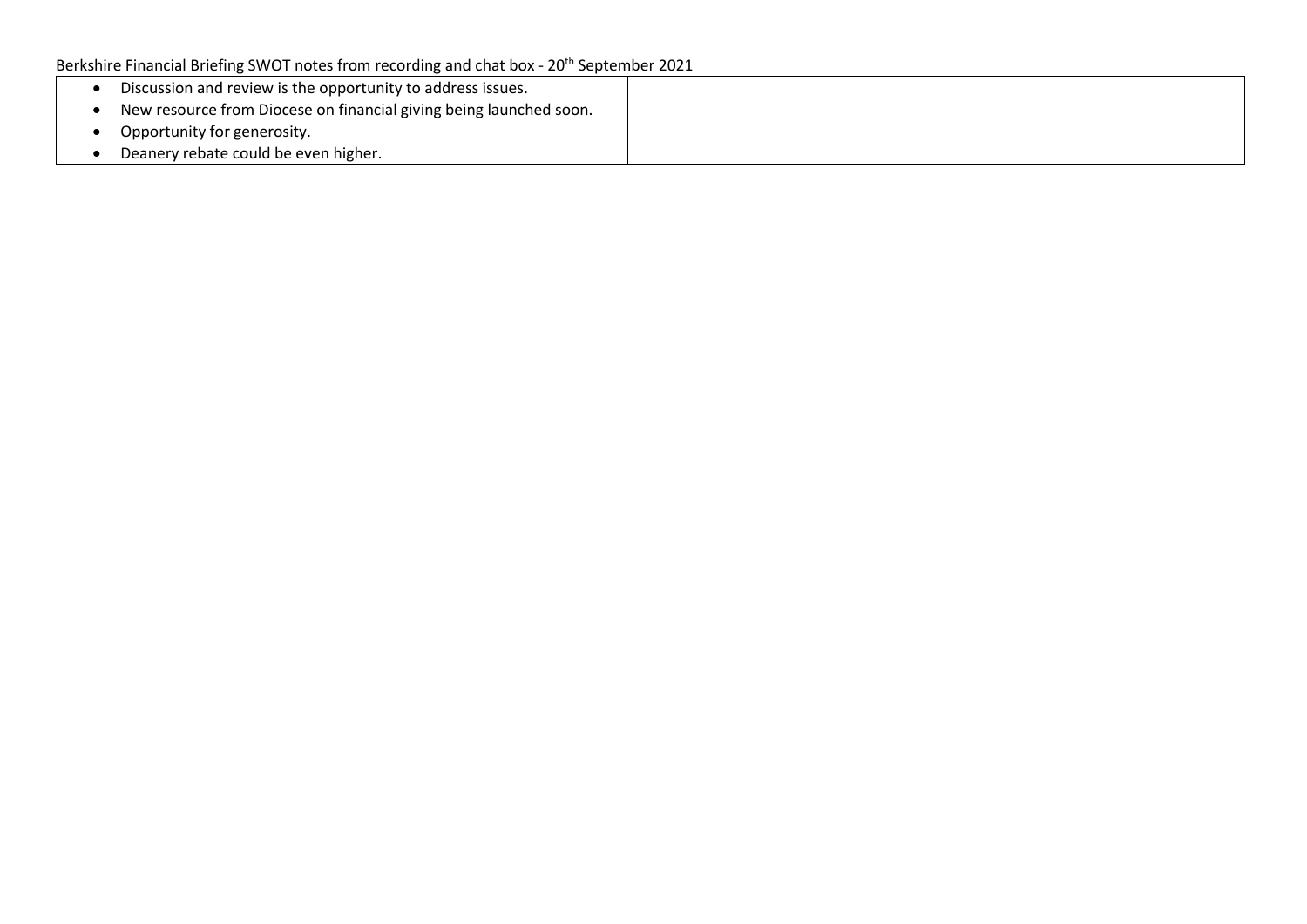| | |
|---|---|
| • Discussion and review is the opportunity to address issues.<br>• New resource from Diocese on financial giving being launched soon.<br>• Opportunity for generosity.<br>• Deanery rebate could be even higher. | |